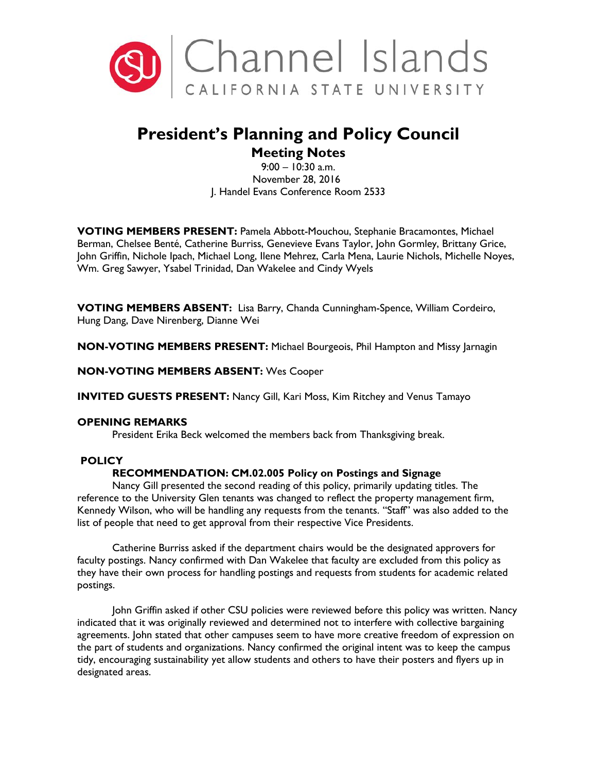Channel Islands

CALIFORNIA STATE UNIVERSITY

# President's Planning and Policy Council

## Meeting Notes

9:00 – 10:30 a.m.
November 28, 2016
J. Handel Evans Conference Room 2533

**VOTING MEMBERS PRESENT:** Pamela Abbott-Mouchou, Stephanie Bracamontes, Michael Berman, Chelsee Benté, Catherine Burriss, Genevieve Evans Taylor, John Gormley, Brittany Grice, John Griffin, Nichole Ipach, Michael Long, Ilene Mehrez, Carla Mena, Laurie Nichols, Michelle Noyes, Wm. Greg Sawyer, Ysabel Trinidad, Dan Wakelee and Cindy Wyels

**VOTING MEMBERS ABSENT:** Lisa Barry, Chanda Cunningham-Spence, William Cordeiro, Hung Dang, Dave Nirenberg, Dianne Wei

**NON-VOTING MEMBERS PRESENT:** Michael Bourgeois, Phil Hampton and Missy Jarnagin

**NON-VOTING MEMBERS ABSENT:** Wes Cooper

**INVITED GUESTS PRESENT:** Nancy Gill, Kari Moss, Kim Ritchey and Venus Tamayo

### OPENING REMARKS

President Erika Beck welcomed the members back from Thanksgiving break.

### POLICY

#### RECOMMENDATION: CM.02.005 Policy on Postings and Signage

Nancy Gill presented the second reading of this policy, primarily updating titles. The reference to the University Glen tenants was changed to reflect the property management firm, Kennedy Wilson, who will be handling any requests from the tenants. "Staff" was also added to the list of people that need to get approval from their respective Vice Presidents.

Catherine Burriss asked if the department chairs would be the designated approvers for faculty postings. Nancy confirmed with Dan Wakelee that faculty are excluded from this policy as they have their own process for handling postings and requests from students for academic related postings.

John Griffin asked if other CSU policies were reviewed before this policy was written. Nancy indicated that it was originally reviewed and determined not to interfere with collective bargaining agreements. John stated that other campuses seem to have more creative freedom of expression on the part of students and organizations. Nancy confirmed the original intent was to keep the campus tidy, encouraging sustainability yet allow students and others to have their posters and flyers up in designated areas.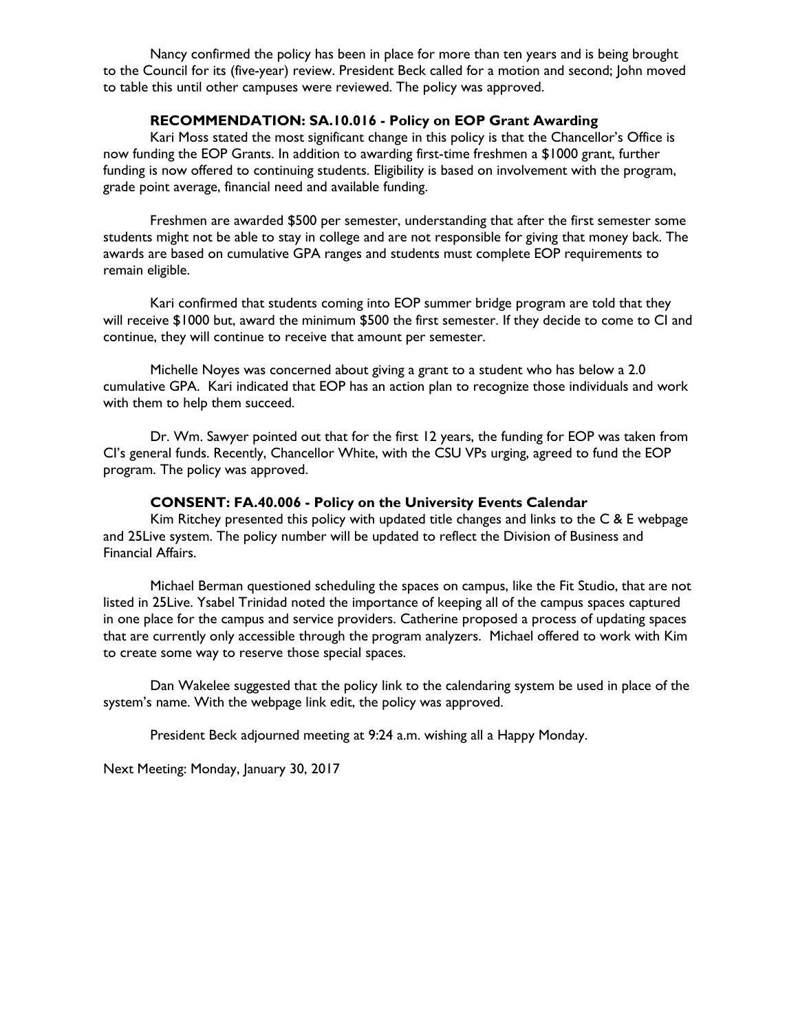Nancy confirmed the policy has been in place for more than ten years and is being brought to the Council for its (five-year) review. President Beck called for a motion and second; John moved to table this until other campuses were reviewed. The policy was approved.

**RECOMMENDATION: SA.10.016 - Policy on EOP Grant Awarding**

Kari Moss stated the most significant change in this policy is that the Chancellor's Office is now funding the EOP Grants. In addition to awarding first-time freshmen a $1000 grant, further funding is now offered to continuing students. Eligibility is based on involvement with the program, grade point average, financial need and available funding.

Freshmen are awarded $500 per semester, understanding that after the first semester some students might not be able to stay in college and are not responsible for giving that money back. The awards are based on cumulative GPA ranges and students must complete EOP requirements to remain eligible.

Kari confirmed that students coming into EOP summer bridge program are told that they will receive $1000 but, award the minimum $500 the first semester. If they decide to come to CI and continue, they will continue to receive that amount per semester.

Michelle Noyes was concerned about giving a grant to a student who has below a 2.0 cumulative GPA. Kari indicated that EOP has an action plan to recognize those individuals and work with them to help them succeed.

Dr. Wm. Sawyer pointed out that for the first 12 years, the funding for EOP was taken from CI's general funds. Recently, Chancellor White, with the CSU VPs urging, agreed to fund the EOP program. The policy was approved.

**CONSENT: FA.40.006 - Policy on the University Events Calendar**

Kim Ritchey presented this policy with updated title changes and links to the C & E webpage and 25Live system. The policy number will be updated to reflect the Division of Business and Financial Affairs.

Michael Berman questioned scheduling the spaces on campus, like the Fit Studio, that are not listed in 25Live. Ysabel Trinidad noted the importance of keeping all of the campus spaces captured in one place for the campus and service providers. Catherine proposed a process of updating spaces that are currently only accessible through the program analyzers. Michael offered to work with Kim to create some way to reserve those special spaces.

Dan Wakelee suggested that the policy link to the calendaring system be used in place of the system's name. With the webpage link edit, the policy was approved.

President Beck adjourned meeting at 9:24 a.m. wishing all a Happy Monday.

Next Meeting: Monday, January 30, 2017